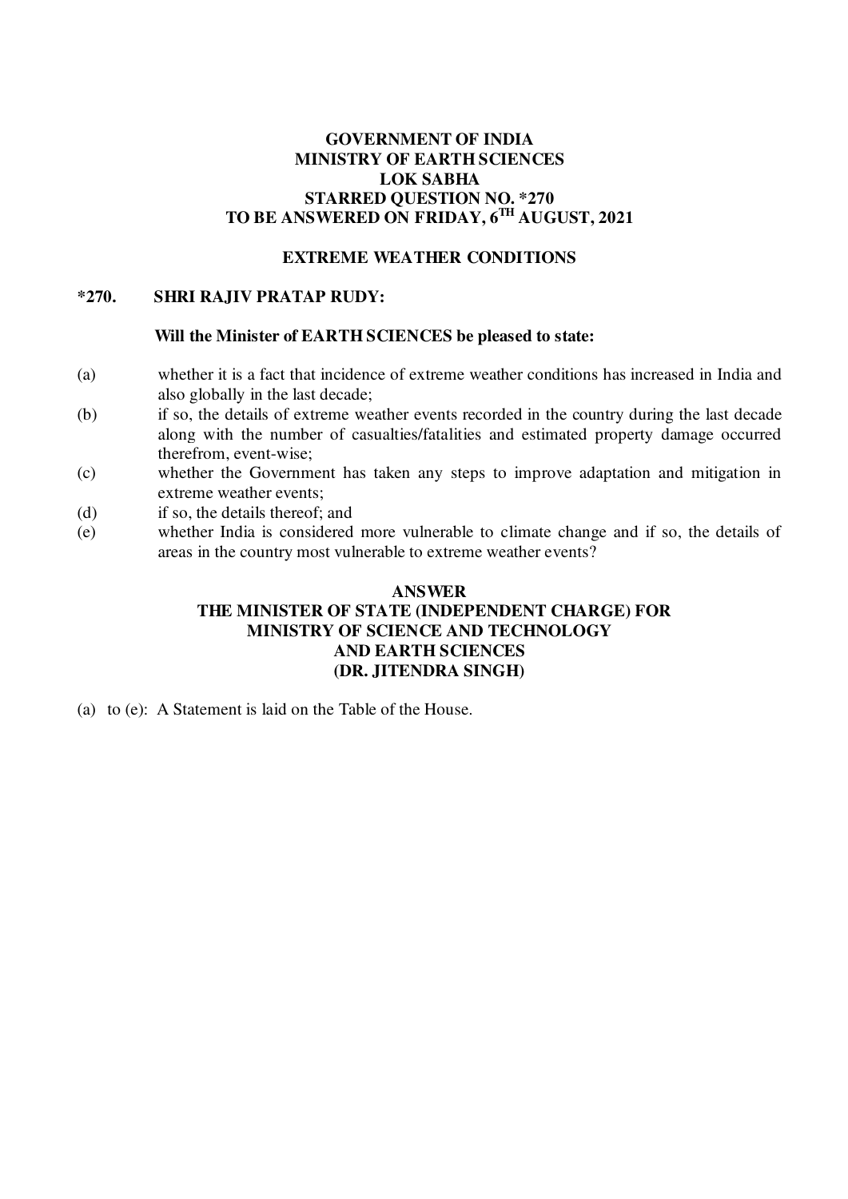**GOVERNMENT OF INDIA**
**MINISTRY OF EARTH SCIENCES**
**LOK SABHA**
**STARRED QUESTION NO. *270**
**TO BE ANSWERED ON FRIDAY, 6TH AUGUST, 2021**

**EXTREME WEATHER CONDITIONS**

**\*270. SHRI RAJIV PRATAP RUDY:**

**Will the Minister of EARTH SCIENCES be pleased to state:**

(a) whether it is a fact that incidence of extreme weather conditions has increased in India and also globally in the last decade;

(b) if so, the details of extreme weather events recorded in the country during the last decade along with the number of casualties/fatalities and estimated property damage occurred therefrom, event-wise;

(c) whether the Government has taken any steps to improve adaptation and mitigation in extreme weather events;

(d) if so, the details thereof; and

(e) whether India is considered more vulnerable to climate change and if so, the details of areas in the country most vulnerable to extreme weather events?

**ANSWER**
**THE MINISTER OF STATE (INDEPENDENT CHARGE) FOR**
**MINISTRY OF SCIENCE AND TECHNOLOGY**
**AND EARTH SCIENCES**
**(DR. JITENDRA SINGH)**

(a) to (e): A Statement is laid on the Table of the House.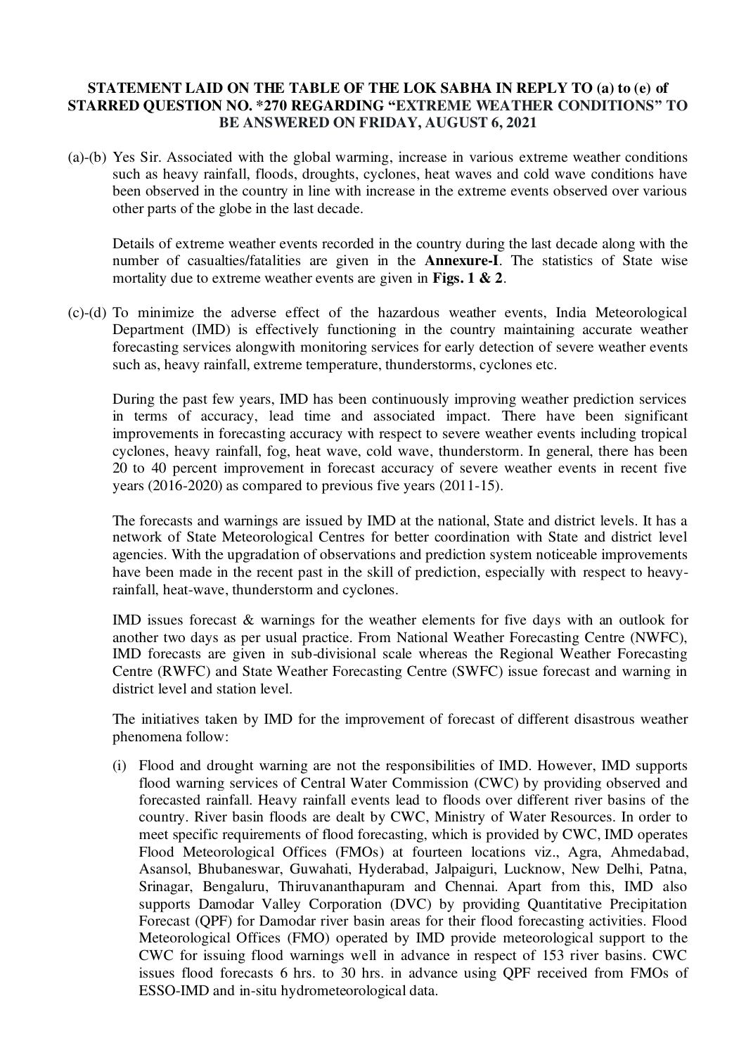**STATEMENT LAID ON THE TABLE OF THE LOK SABHA IN REPLY TO (a) to (e) of STARRED QUESTION NO. *270 REGARDING "EXTREME WEATHER CONDITIONS" TO BE ANSWERED ON FRIDAY, AUGUST 6, 2021**

(a)-(b) Yes Sir. Associated with the global warming, increase in various extreme weather conditions such as heavy rainfall, floods, droughts, cyclones, heat waves and cold wave conditions have been observed in the country in line with increase in the extreme events observed over various other parts of the globe in the last decade.

Details of extreme weather events recorded in the country during the last decade along with the number of casualties/fatalities are given in the **Annexure-I**. The statistics of State wise mortality due to extreme weather events are given in **Figs. 1 & 2**.

(c)-(d) To minimize the adverse effect of the hazardous weather events, India Meteorological Department (IMD) is effectively functioning in the country maintaining accurate weather forecasting services alongwith monitoring services for early detection of severe weather events such as, heavy rainfall, extreme temperature, thunderstorms, cyclones etc.

During the past few years, IMD has been continuously improving weather prediction services in terms of accuracy, lead time and associated impact. There have been significant improvements in forecasting accuracy with respect to severe weather events including tropical cyclones, heavy rainfall, fog, heat wave, cold wave, thunderstorm. In general, there has been 20 to 40 percent improvement in forecast accuracy of severe weather events in recent five years (2016-2020) as compared to previous five years (2011-15).

The forecasts and warnings are issued by IMD at the national, State and district levels. It has a network of State Meteorological Centres for better coordination with State and district level agencies. With the upgradation of observations and prediction system noticeable improvements have been made in the recent past in the skill of prediction, especially with respect to heavy-rainfall, heat-wave, thunderstorm and cyclones.

IMD issues forecast & warnings for the weather elements for five days with an outlook for another two days as per usual practice. From National Weather Forecasting Centre (NWFC), IMD forecasts are given in sub-divisional scale whereas the Regional Weather Forecasting Centre (RWFC) and State Weather Forecasting Centre (SWFC) issue forecast and warning in district level and station level.

The initiatives taken by IMD for the improvement of forecast of different disastrous weather phenomena follow:

(i) Flood and drought warning are not the responsibilities of IMD. However, IMD supports flood warning services of Central Water Commission (CWC) by providing observed and forecasted rainfall. Heavy rainfall events lead to floods over different river basins of the country. River basin floods are dealt by CWC, Ministry of Water Resources. In order to meet specific requirements of flood forecasting, which is provided by CWC, IMD operates Flood Meteorological Offices (FMOs) at fourteen locations viz., Agra, Ahmedabad, Asansol, Bhubaneswar, Guwahati, Hyderabad, Jalpaiguri, Lucknow, New Delhi, Patna, Srinagar, Bengaluru, Thiruvananthapuram and Chennai. Apart from this, IMD also supports Damodar Valley Corporation (DVC) by providing Quantitative Precipitation Forecast (QPF) for Damodar river basin areas for their flood forecasting activities. Flood Meteorological Offices (FMO) operated by IMD provide meteorological support to the CWC for issuing flood warnings well in advance in respect of 153 river basins. CWC issues flood forecasts 6 hrs. to 30 hrs. in advance using QPF received from FMOs of ESSO-IMD and in-situ hydrometeorological data.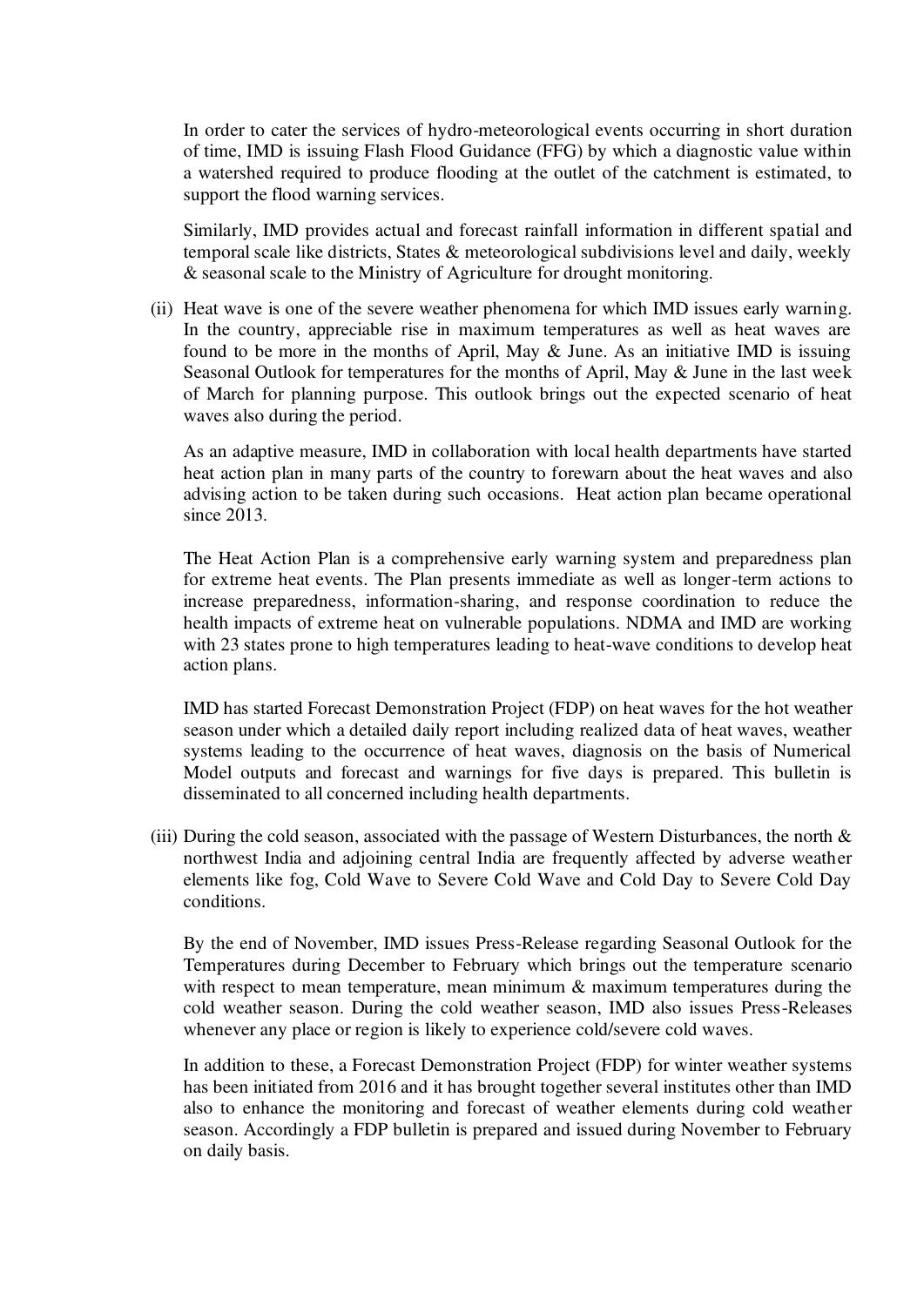In order to cater the services of hydro-meteorological events occurring in short duration of time, IMD is issuing Flash Flood Guidance (FFG) by which a diagnostic value within a watershed required to produce flooding at the outlet of the catchment is estimated, to support the flood warning services.

Similarly, IMD provides actual and forecast rainfall information in different spatial and temporal scale like districts, States & meteorological subdivisions level and daily, weekly & seasonal scale to the Ministry of Agriculture for drought monitoring.

(ii) Heat wave is one of the severe weather phenomena for which IMD issues early warning. In the country, appreciable rise in maximum temperatures as well as heat waves are found to be more in the months of April, May & June. As an initiative IMD is issuing Seasonal Outlook for temperatures for the months of April, May & June in the last week of March for planning purpose. This outlook brings out the expected scenario of heat waves also during the period.

As an adaptive measure, IMD in collaboration with local health departments have started heat action plan in many parts of the country to forewarn about the heat waves and also advising action to be taken during such occasions. Heat action plan became operational since 2013.

The Heat Action Plan is a comprehensive early warning system and preparedness plan for extreme heat events. The Plan presents immediate as well as longer-term actions to increase preparedness, information-sharing, and response coordination to reduce the health impacts of extreme heat on vulnerable populations. NDMA and IMD are working with 23 states prone to high temperatures leading to heat-wave conditions to develop heat action plans.

IMD has started Forecast Demonstration Project (FDP) on heat waves for the hot weather season under which a detailed daily report including realized data of heat waves, weather systems leading to the occurrence of heat waves, diagnosis on the basis of Numerical Model outputs and forecast and warnings for five days is prepared. This bulletin is disseminated to all concerned including health departments.

(iii) During the cold season, associated with the passage of Western Disturbances, the north & northwest India and adjoining central India are frequently affected by adverse weather elements like fog, Cold Wave to Severe Cold Wave and Cold Day to Severe Cold Day conditions.

By the end of November, IMD issues Press-Release regarding Seasonal Outlook for the Temperatures during December to February which brings out the temperature scenario with respect to mean temperature, mean minimum & maximum temperatures during the cold weather season. During the cold weather season, IMD also issues Press-Releases whenever any place or region is likely to experience cold/severe cold waves.

In addition to these, a Forecast Demonstration Project (FDP) for winter weather systems has been initiated from 2016 and it has brought together several institutes other than IMD also to enhance the monitoring and forecast of weather elements during cold weather season. Accordingly a FDP bulletin is prepared and issued during November to February on daily basis.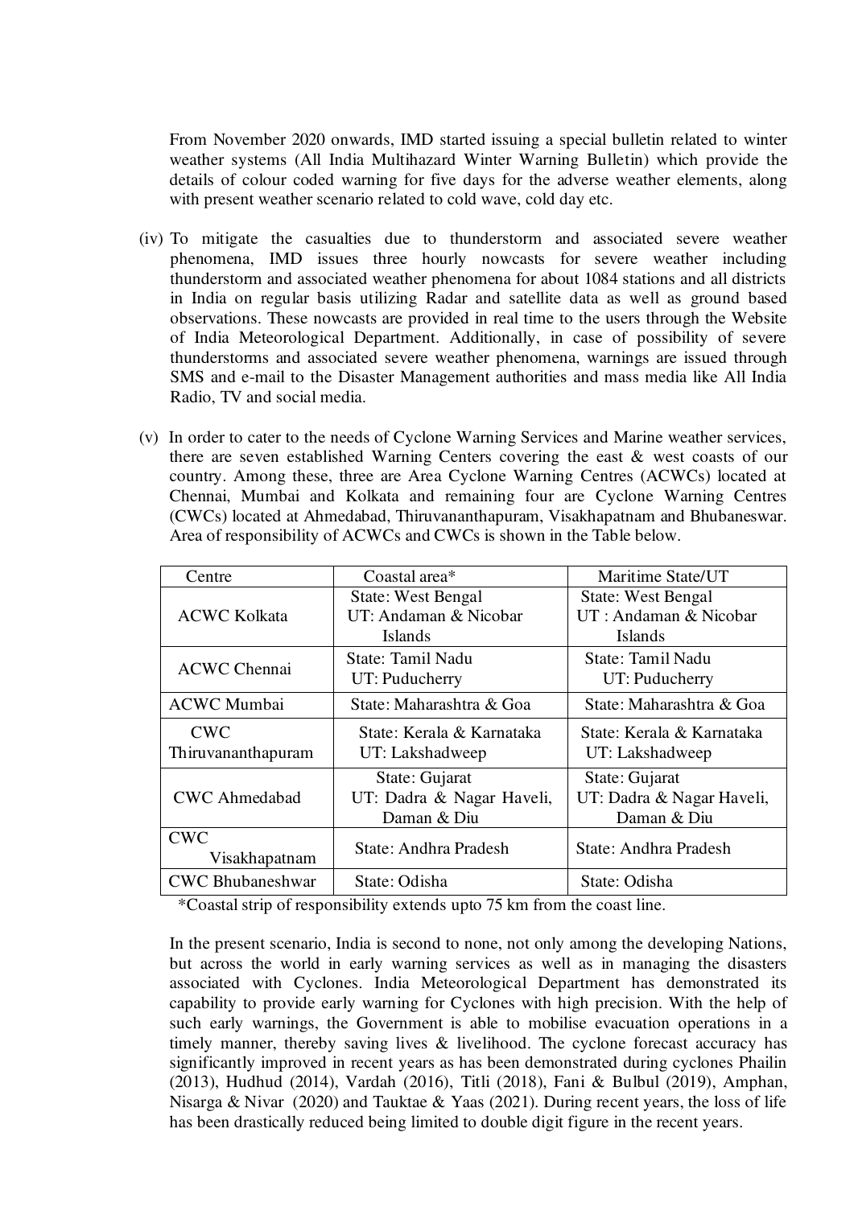From November 2020 onwards, IMD started issuing a special bulletin related to winter weather systems (All India Multihazard Winter Warning Bulletin) which provide the details of colour coded warning for five days for the adverse weather elements, along with present weather scenario related to cold wave, cold day etc.

(iv) To mitigate the casualties due to thunderstorm and associated severe weather phenomena, IMD issues three hourly nowcasts for severe weather including thunderstorm and associated weather phenomena for about 1084 stations and all districts in India on regular basis utilizing Radar and satellite data as well as ground based observations. These nowcasts are provided in real time to the users through the Website of India Meteorological Department. Additionally, in case of possibility of severe thunderstorms and associated severe weather phenomena, warnings are issued through SMS and e-mail to the Disaster Management authorities and mass media like All India Radio, TV and social media.

(v) In order to cater to the needs of Cyclone Warning Services and Marine weather services, there are seven established Warning Centers covering the east & west coasts of our country. Among these, three are Area Cyclone Warning Centres (ACWCs) located at Chennai, Mumbai and Kolkata and remaining four are Cyclone Warning Centres (CWCs) located at Ahmedabad, Thiruvananthapuram, Visakhapatnam and Bhubaneswar. Area of responsibility of ACWCs and CWCs is shown in the Table below.

| Centre | Coastal area* | Maritime State/UT |
|---|---|---|
| ACWC Kolkata | State: West Bengal<br>UT: Andaman & Nicobar Islands | State: West Bengal<br>UT : Andaman & Nicobar Islands |
| ACWC Chennai | State: Tamil Nadu<br>UT: Puducherry | State: Tamil Nadu<br>UT: Puducherry |
| ACWC Mumbai | State: Maharashtra & Goa | State: Maharashtra & Goa |
| CWC Thiruvananthapuram | State: Kerala & Karnataka<br>UT: Lakshadweep | State: Kerala & Karnataka<br>UT: Lakshadweep |
| CWC Ahmedabad | State: Gujarat<br>UT: Dadra & Nagar Haveli, Daman & Diu | State: Gujarat<br>UT: Dadra & Nagar Haveli, Daman & Diu |
| CWC Visakhapatnam | State: Andhra Pradesh | State: Andhra Pradesh |
| CWC Bhubaneshwar | State: Odisha | State: Odisha |

*Coastal strip of responsibility extends upto 75 km from the coast line.

In the present scenario, India is second to none, not only among the developing Nations, but across the world in early warning services as well as in managing the disasters associated with Cyclones. India Meteorological Department has demonstrated its capability to provide early warning for Cyclones with high precision. With the help of such early warnings, the Government is able to mobilise evacuation operations in a timely manner, thereby saving lives & livelihood. The cyclone forecast accuracy has significantly improved in recent years as has been demonstrated during cyclones Phailin (2013), Hudhud (2014), Vardah (2016), Titli (2018), Fani & Bulbul (2019), Amphan, Nisarga & Nivar (2020) and Tauktae & Yaas (2021). During recent years, the loss of life has been drastically reduced being limited to double digit figure in the recent years.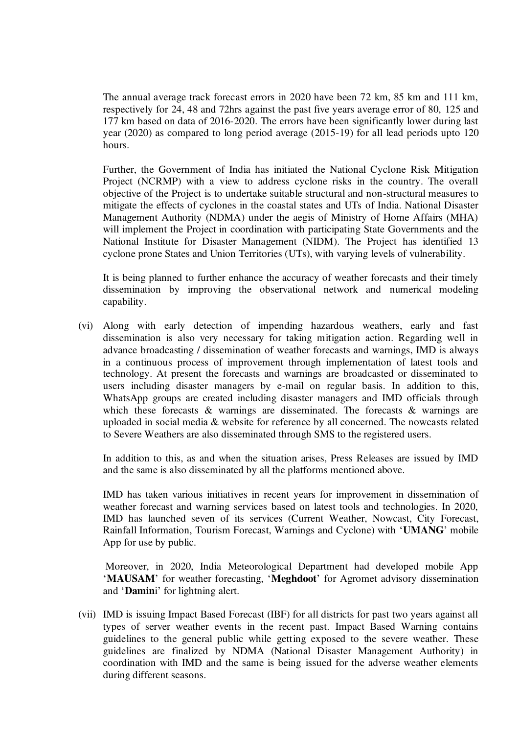The annual average track forecast errors in 2020 have been 72 km, 85 km and 111 km, respectively for 24, 48 and 72hrs against the past five years average error of 80, 125 and 177 km based on data of 2016-2020. The errors have been significantly lower during last year (2020) as compared to long period average (2015-19) for all lead periods upto 120 hours.

Further, the Government of India has initiated the National Cyclone Risk Mitigation Project (NCRMP) with a view to address cyclone risks in the country. The overall objective of the Project is to undertake suitable structural and non-structural measures to mitigate the effects of cyclones in the coastal states and UTs of India. National Disaster Management Authority (NDMA) under the aegis of Ministry of Home Affairs (MHA) will implement the Project in coordination with participating State Governments and the National Institute for Disaster Management (NIDM). The Project has identified 13 cyclone prone States and Union Territories (UTs), with varying levels of vulnerability.

It is being planned to further enhance the accuracy of weather forecasts and their timely dissemination by improving the observational network and numerical modeling capability.

(vi) Along with early detection of impending hazardous weathers, early and fast dissemination is also very necessary for taking mitigation action. Regarding well in advance broadcasting / dissemination of weather forecasts and warnings, IMD is always in a continuous process of improvement through implementation of latest tools and technology. At present the forecasts and warnings are broadcasted or disseminated to users including disaster managers by e-mail on regular basis. In addition to this, WhatsApp groups are created including disaster managers and IMD officials through which these forecasts & warnings are disseminated. The forecasts & warnings are uploaded in social media & website for reference by all concerned. The nowcasts related to Severe Weathers are also disseminated through SMS to the registered users.

In addition to this, as and when the situation arises, Press Releases are issued by IMD and the same is also disseminated by all the platforms mentioned above.

IMD has taken various initiatives in recent years for improvement in dissemination of weather forecast and warning services based on latest tools and technologies. In 2020, IMD has launched seven of its services (Current Weather, Nowcast, City Forecast, Rainfall Information, Tourism Forecast, Warnings and Cyclone) with '**UMANG**' mobile App for use by public.

Moreover, in 2020, India Meteorological Department had developed mobile App '**MAUSAM**' for weather forecasting, '**Meghdoot**' for Agromet advisory dissemination and '**Damin**i' for lightning alert.

(vii) IMD is issuing Impact Based Forecast (IBF) for all districts for past two years against all types of server weather events in the recent past. Impact Based Warning contains guidelines to the general public while getting exposed to the severe weather. These guidelines are finalized by NDMA (National Disaster Management Authority) in coordination with IMD and the same is being issued for the adverse weather elements during different seasons.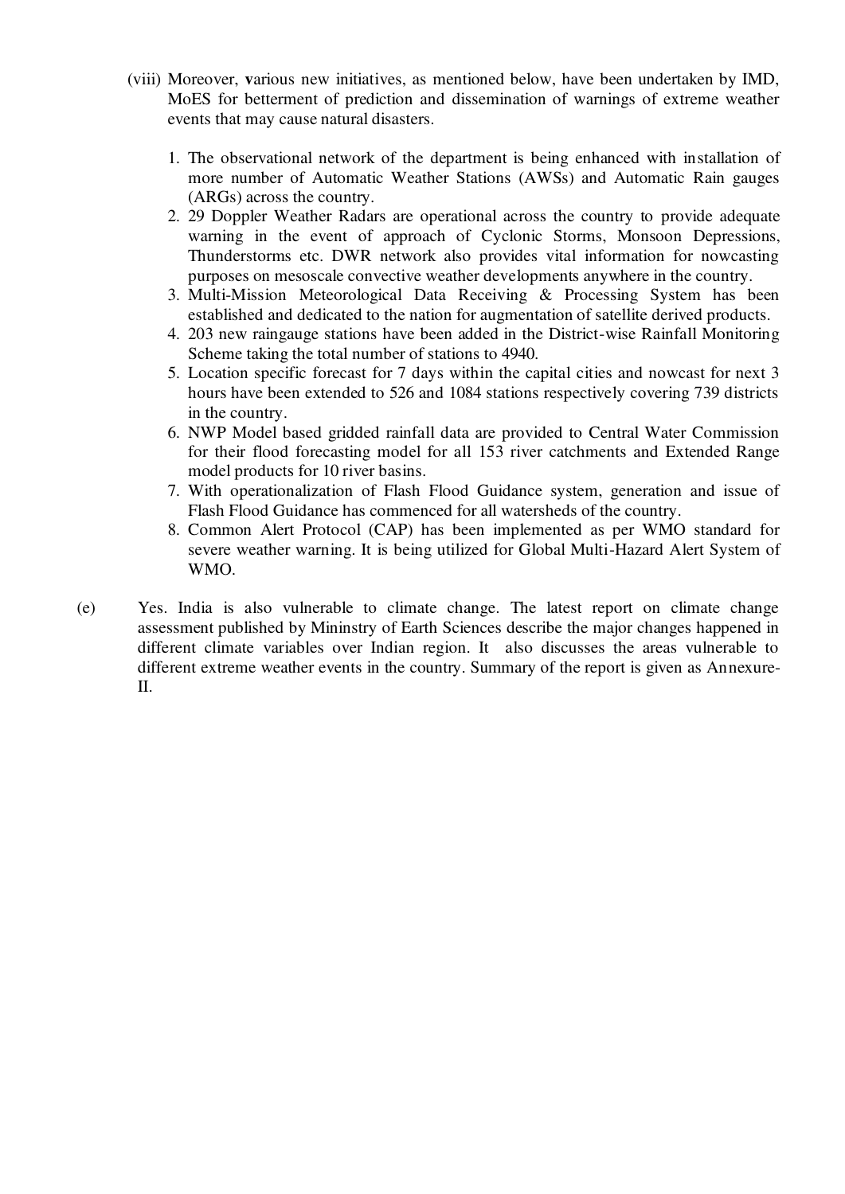(viii) Moreover, **v**arious new initiatives, as mentioned below, have been undertaken by IMD, MoES for betterment of prediction and dissemination of warnings of extreme weather events that may cause natural disasters.

1. The observational network of the department is being enhanced with installation of more number of Automatic Weather Stations (AWSs) and Automatic Rain gauges (ARGs) across the country.
2. 29 Doppler Weather Radars are operational across the country to provide adequate warning in the event of approach of Cyclonic Storms, Monsoon Depressions, Thunderstorms etc. DWR network also provides vital information for nowcasting purposes on mesoscale convective weather developments anywhere in the country.
3. Multi-Mission Meteorological Data Receiving & Processing System has been established and dedicated to the nation for augmentation of satellite derived products.
4. 203 new raingauge stations have been added in the District-wise Rainfall Monitoring Scheme taking the total number of stations to 4940.
5. Location specific forecast for 7 days within the capital cities and nowcast for next 3 hours have been extended to 526 and 1084 stations respectively covering 739 districts in the country.
6. NWP Model based gridded rainfall data are provided to Central Water Commission for their flood forecasting model for all 153 river catchments and Extended Range model products for 10 river basins.
7. With operationalization of Flash Flood Guidance system, generation and issue of Flash Flood Guidance has commenced for all watersheds of the country.
8. Common Alert Protocol (CAP) has been implemented as per WMO standard for severe weather warning. It is being utilized for Global Multi-Hazard Alert System of WMO.

(e) Yes. India is also vulnerable to climate change. The latest report on climate change assessment published by Mininstry of Earth Sciences describe the major changes happened in different climate variables over Indian region. It also discusses the areas vulnerable to different extreme weather events in the country. Summary of the report is given as Annexure-II.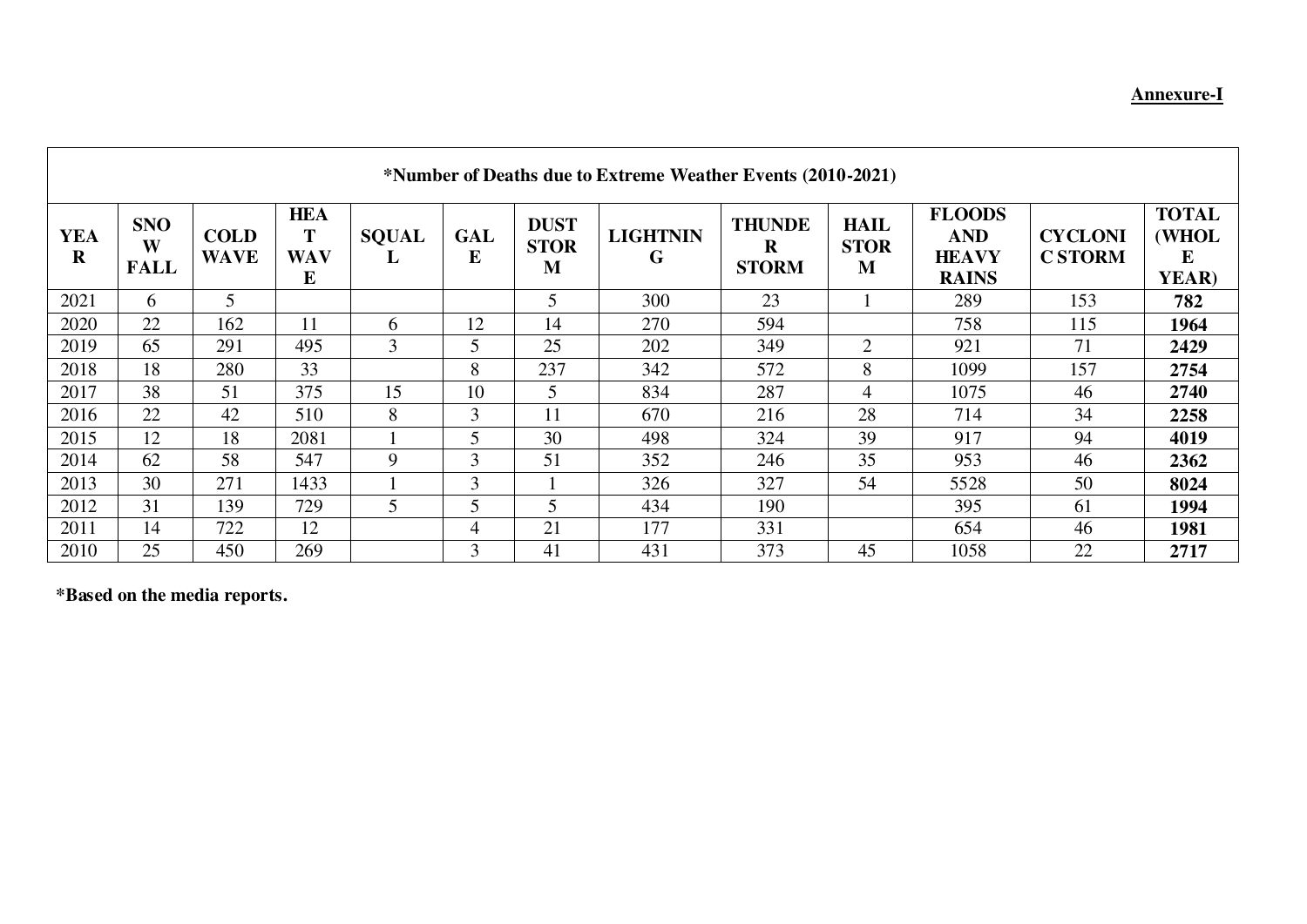**Annexure-I**

| *Number of Deaths due to Extreme Weather Events (2010-2021) | | | | | | | | | | | | |
|---|---|---|---|---|---|---|---|---|---|---|---|---|
| **YEAR** | **SNOW FALL** | **COLD WAVE** | **HEAT WAVE** | **SQUALL** | **GALE** | **DUST STORM** | **LIGHTNING** | **THUNDER STORM** | **HAIL STORM** | **FLOODS AND HEAVY RAINS** | **CYCLONIC STORM** | **TOTAL (WHOLE YEAR)** |
| 2021 | 6 | 5 | | | | 5 | 300 | 23 | 1 | 289 | 153 | **782** |
| 2020 | 22 | 162 | 11 | 6 | 12 | 14 | 270 | 594 | | 758 | 115 | **1964** |
| 2019 | 65 | 291 | 495 | 3 | 5 | 25 | 202 | 349 | 2 | 921 | 71 | **2429** |
| 2018 | 18 | 280 | 33 | | 8 | 237 | 342 | 572 | 8 | 1099 | 157 | **2754** |
| 2017 | 38 | 51 | 375 | 15 | 10 | 5 | 834 | 287 | 4 | 1075 | 46 | **2740** |
| 2016 | 22 | 42 | 510 | 8 | 3 | 11 | 670 | 216 | 28 | 714 | 34 | **2258** |
| 2015 | 12 | 18 | 2081 | 1 | 5 | 30 | 498 | 324 | 39 | 917 | 94 | **4019** |
| 2014 | 62 | 58 | 547 | 9 | 3 | 51 | 352 | 246 | 35 | 953 | 46 | **2362** |
| 2013 | 30 | 271 | 1433 | 1 | 3 | 1 | 326 | 327 | 54 | 5528 | 50 | **8024** |
| 2012 | 31 | 139 | 729 | 5 | 5 | 5 | 434 | 190 | | 395 | 61 | **1994** |
| 2011 | 14 | 722 | 12 | | 4 | 21 | 177 | 331 | | 654 | 46 | **1981** |
| 2010 | 25 | 450 | 269 | | 3 | 41 | 431 | 373 | 45 | 1058 | 22 | **2717** |

**\*Based on the media reports.**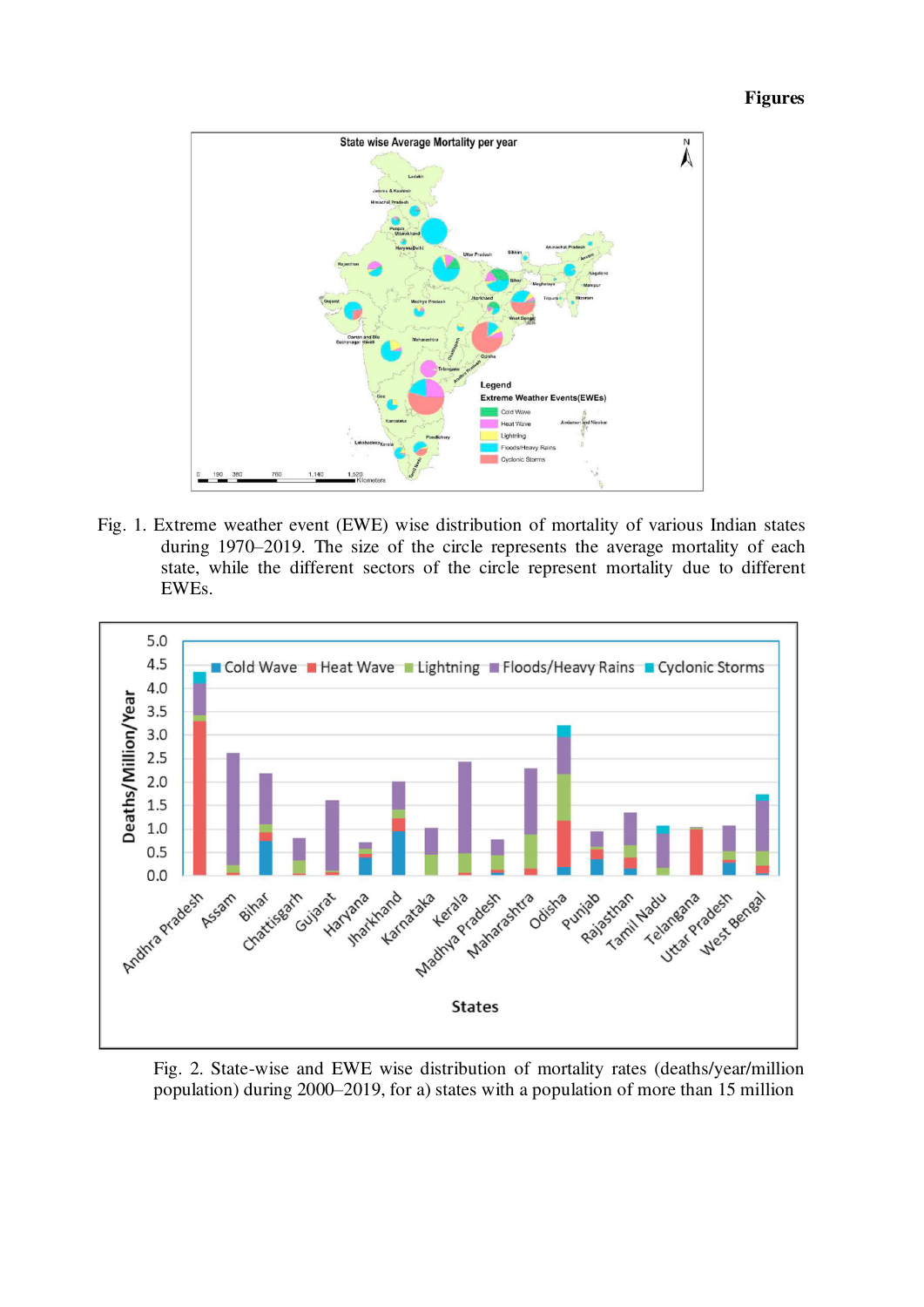# Figures

Fig. 1. Extreme weather event (EWE) wise distribution of mortality of various Indian states during 1970–2019. The size of the circle represents the average mortality of each state, while the different sectors of the circle represent mortality due to different EWEs.

Fig. 2. State-wise and EWE wise distribution of mortality rates (deaths/year/million population) during 2000–2019, for a) states with a population of more than 15 million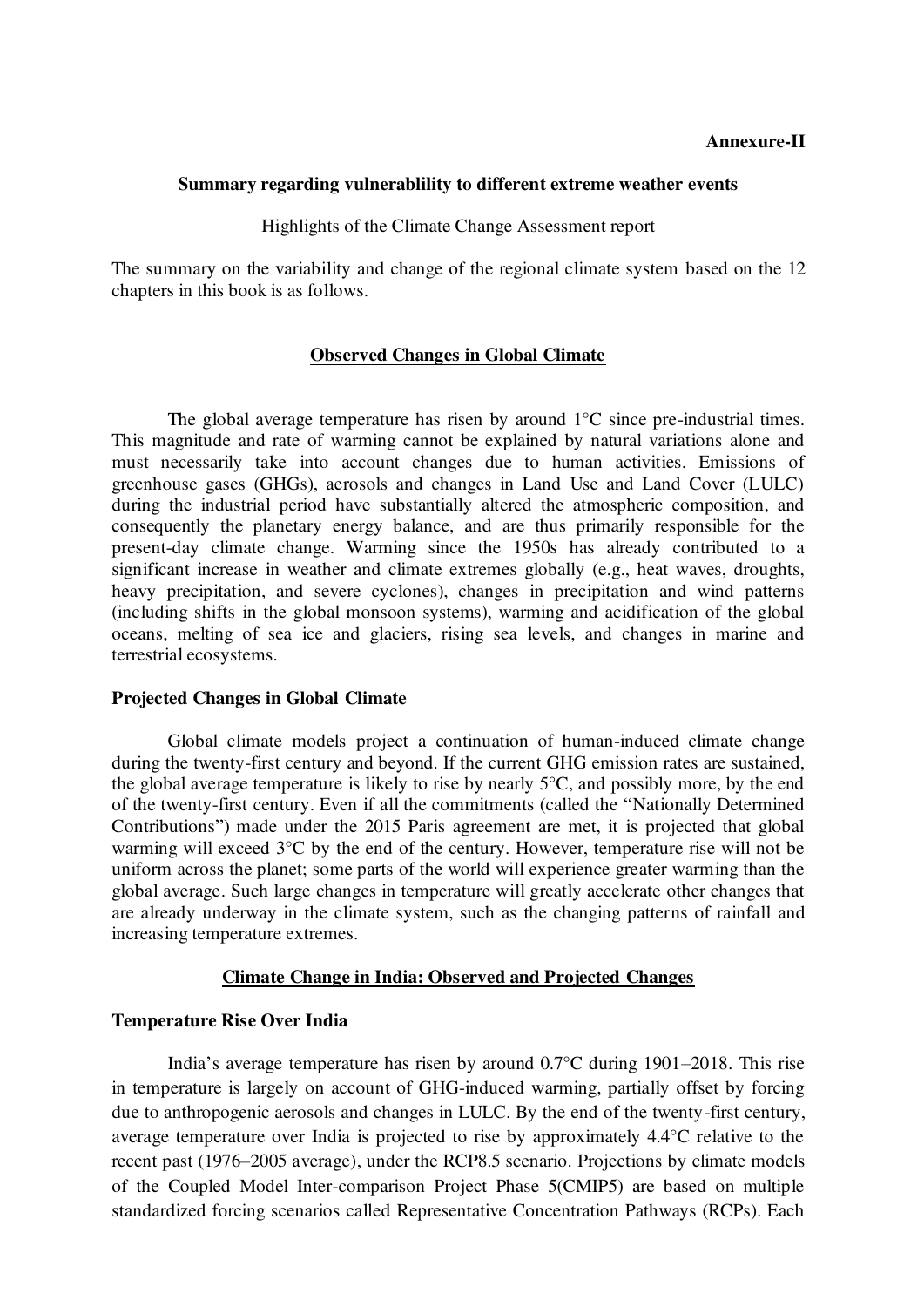**Annexure-II**

## Summary regarding vulnerablility to different extreme weather events

Highlights of the Climate Change Assessment report

The summary on the variability and change of the regional climate system based on the 12 chapters in this book is as follows.

## Observed Changes in Global Climate

The global average temperature has risen by around 1°C since pre-industrial times. This magnitude and rate of warming cannot be explained by natural variations alone and must necessarily take into account changes due to human activities. Emissions of greenhouse gases (GHGs), aerosols and changes in Land Use and Land Cover (LULC) during the industrial period have substantially altered the atmospheric composition, and consequently the planetary energy balance, and are thus primarily responsible for the present-day climate change. Warming since the 1950s has already contributed to a significant increase in weather and climate extremes globally (e.g., heat waves, droughts, heavy precipitation, and severe cyclones), changes in precipitation and wind patterns (including shifts in the global monsoon systems), warming and acidification of the global oceans, melting of sea ice and glaciers, rising sea levels, and changes in marine and terrestrial ecosystems.

### Projected Changes in Global Climate

Global climate models project a continuation of human-induced climate change during the twenty-first century and beyond. If the current GHG emission rates are sustained, the global average temperature is likely to rise by nearly 5°C, and possibly more, by the end of the twenty-first century. Even if all the commitments (called the "Nationally Determined Contributions") made under the 2015 Paris agreement are met, it is projected that global warming will exceed 3°C by the end of the century. However, temperature rise will not be uniform across the planet; some parts of the world will experience greater warming than the global average. Such large changes in temperature will greatly accelerate other changes that are already underway in the climate system, such as the changing patterns of rainfall and increasing temperature extremes.

## Climate Change in India: Observed and Projected Changes

### Temperature Rise Over India

India's average temperature has risen by around 0.7°C during 1901–2018. This rise in temperature is largely on account of GHG-induced warming, partially offset by forcing due to anthropogenic aerosols and changes in LULC. By the end of the twenty-first century, average temperature over India is projected to rise by approximately 4.4°C relative to the recent past (1976–2005 average), under the RCP8.5 scenario. Projections by climate models of the Coupled Model Inter-comparison Project Phase 5(CMIP5) are based on multiple standardized forcing scenarios called Representative Concentration Pathways (RCPs). Each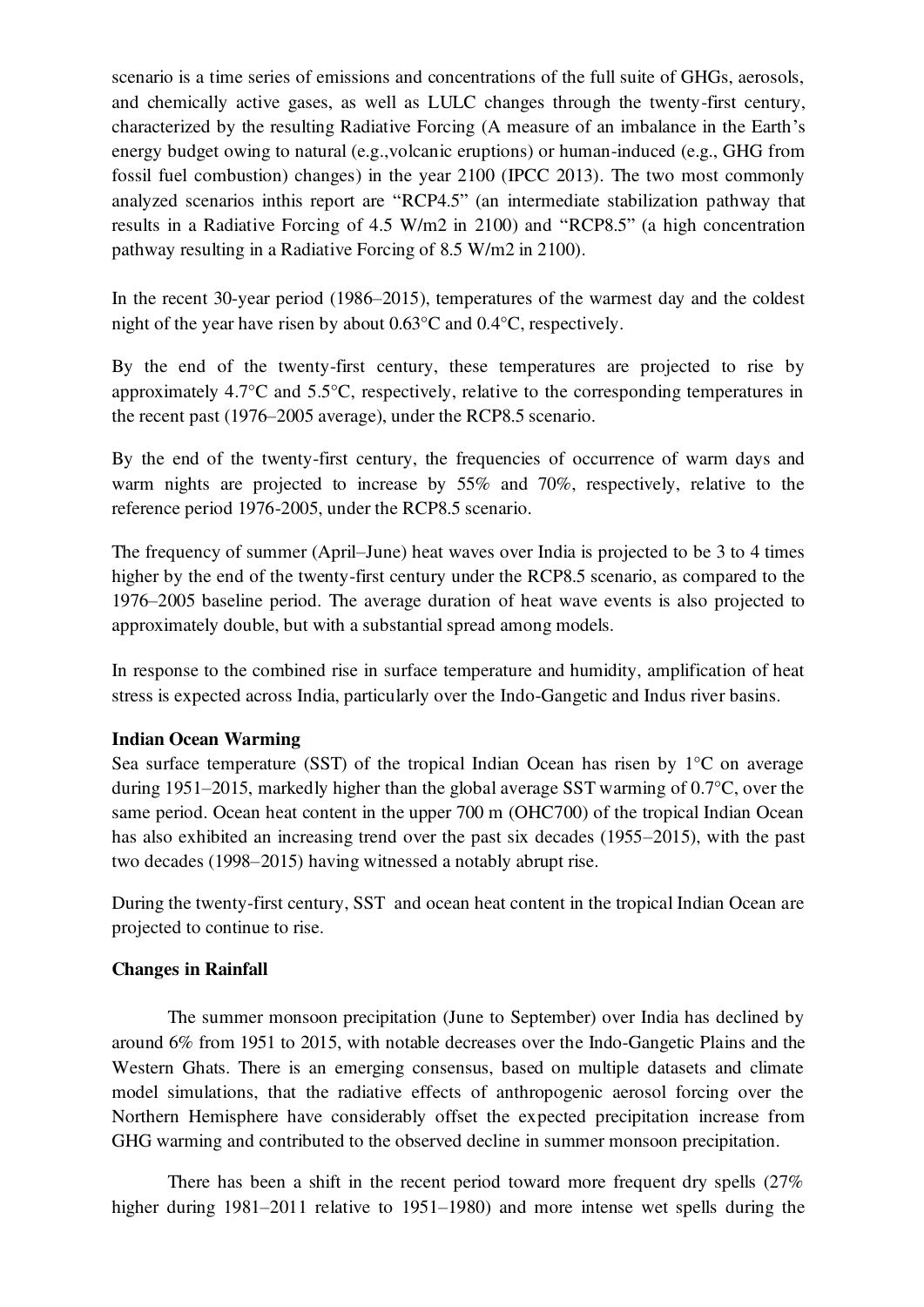scenario is a time series of emissions and concentrations of the full suite of GHGs, aerosols, and chemically active gases, as well as LULC changes through the twenty-first century, characterized by the resulting Radiative Forcing (A measure of an imbalance in the Earth's energy budget owing to natural (e.g.,volcanic eruptions) or human-induced (e.g., GHG from fossil fuel combustion) changes) in the year 2100 (IPCC 2013). The two most commonly analyzed scenarios inthis report are "RCP4.5" (an intermediate stabilization pathway that results in a Radiative Forcing of 4.5 W/m2 in 2100) and "RCP8.5" (a high concentration pathway resulting in a Radiative Forcing of 8.5 W/m2 in 2100).

In the recent 30-year period (1986–2015), temperatures of the warmest day and the coldest night of the year have risen by about 0.63°C and 0.4°C, respectively.

By the end of the twenty-first century, these temperatures are projected to rise by approximately 4.7°C and 5.5°C, respectively, relative to the corresponding temperatures in the recent past (1976–2005 average), under the RCP8.5 scenario.

By the end of the twenty-first century, the frequencies of occurrence of warm days and warm nights are projected to increase by 55% and 70%, respectively, relative to the reference period 1976-2005, under the RCP8.5 scenario.

The frequency of summer (April–June) heat waves over India is projected to be 3 to 4 times higher by the end of the twenty-first century under the RCP8.5 scenario, as compared to the 1976–2005 baseline period. The average duration of heat wave events is also projected to approximately double, but with a substantial spread among models.

In response to the combined rise in surface temperature and humidity, amplification of heat stress is expected across India, particularly over the Indo-Gangetic and Indus river basins.

**Indian Ocean Warming**

Sea surface temperature (SST) of the tropical Indian Ocean has risen by 1°C on average during 1951–2015, markedly higher than the global average SST warming of 0.7°C, over the same period. Ocean heat content in the upper 700 m (OHC700) of the tropical Indian Ocean has also exhibited an increasing trend over the past six decades (1955–2015), with the past two decades (1998–2015) having witnessed a notably abrupt rise.

During the twenty-first century, SST and ocean heat content in the tropical Indian Ocean are projected to continue to rise.

**Changes in Rainfall**

The summer monsoon precipitation (June to September) over India has declined by around 6% from 1951 to 2015, with notable decreases over the Indo-Gangetic Plains and the Western Ghats. There is an emerging consensus, based on multiple datasets and climate model simulations, that the radiative effects of anthropogenic aerosol forcing over the Northern Hemisphere have considerably offset the expected precipitation increase from GHG warming and contributed to the observed decline in summer monsoon precipitation.

There has been a shift in the recent period toward more frequent dry spells (27% higher during 1981–2011 relative to 1951–1980) and more intense wet spells during the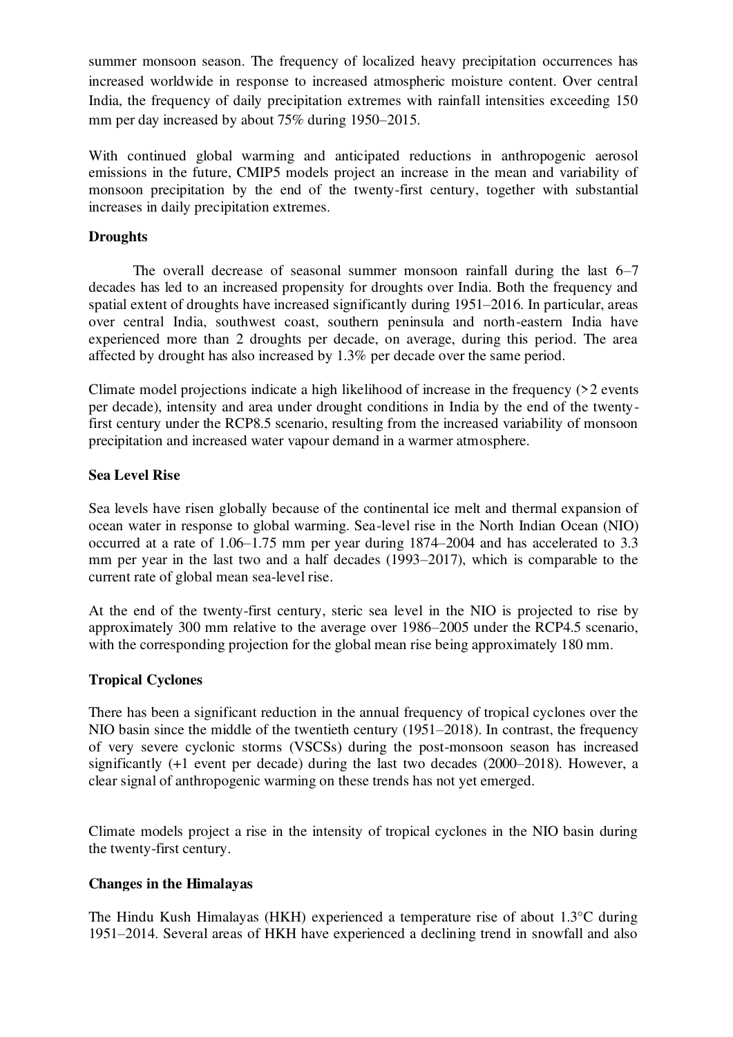summer monsoon season. The frequency of localized heavy precipitation occurrences has increased worldwide in response to increased atmospheric moisture content. Over central India, the frequency of daily precipitation extremes with rainfall intensities exceeding 150 mm per day increased by about 75% during 1950–2015.

With continued global warming and anticipated reductions in anthropogenic aerosol emissions in the future, CMIP5 models project an increase in the mean and variability of monsoon precipitation by the end of the twenty-first century, together with substantial increases in daily precipitation extremes.

**Droughts**

The overall decrease of seasonal summer monsoon rainfall during the last 6–7 decades has led to an increased propensity for droughts over India. Both the frequency and spatial extent of droughts have increased significantly during 1951–2016. In particular, areas over central India, southwest coast, southern peninsula and north-eastern India have experienced more than 2 droughts per decade, on average, during this period. The area affected by drought has also increased by 1.3% per decade over the same period.

Climate model projections indicate a high likelihood of increase in the frequency (>2 events per decade), intensity and area under drought conditions in India by the end of the twenty-first century under the RCP8.5 scenario, resulting from the increased variability of monsoon precipitation and increased water vapour demand in a warmer atmosphere.

**Sea Level Rise**

Sea levels have risen globally because of the continental ice melt and thermal expansion of ocean water in response to global warming. Sea-level rise in the North Indian Ocean (NIO) occurred at a rate of 1.06–1.75 mm per year during 1874–2004 and has accelerated to 3.3 mm per year in the last two and a half decades (1993–2017), which is comparable to the current rate of global mean sea-level rise.

At the end of the twenty-first century, steric sea level in the NIO is projected to rise by approximately 300 mm relative to the average over 1986–2005 under the RCP4.5 scenario, with the corresponding projection for the global mean rise being approximately 180 mm.

**Tropical Cyclones**

There has been a significant reduction in the annual frequency of tropical cyclones over the NIO basin since the middle of the twentieth century (1951–2018). In contrast, the frequency of very severe cyclonic storms (VSCSs) during the post-monsoon season has increased significantly (+1 event per decade) during the last two decades (2000–2018). However, a clear signal of anthropogenic warming on these trends has not yet emerged.

Climate models project a rise in the intensity of tropical cyclones in the NIO basin during the twenty-first century.

**Changes in the Himalayas**

The Hindu Kush Himalayas (HKH) experienced a temperature rise of about 1.3°C during 1951–2014. Several areas of HKH have experienced a declining trend in snowfall and also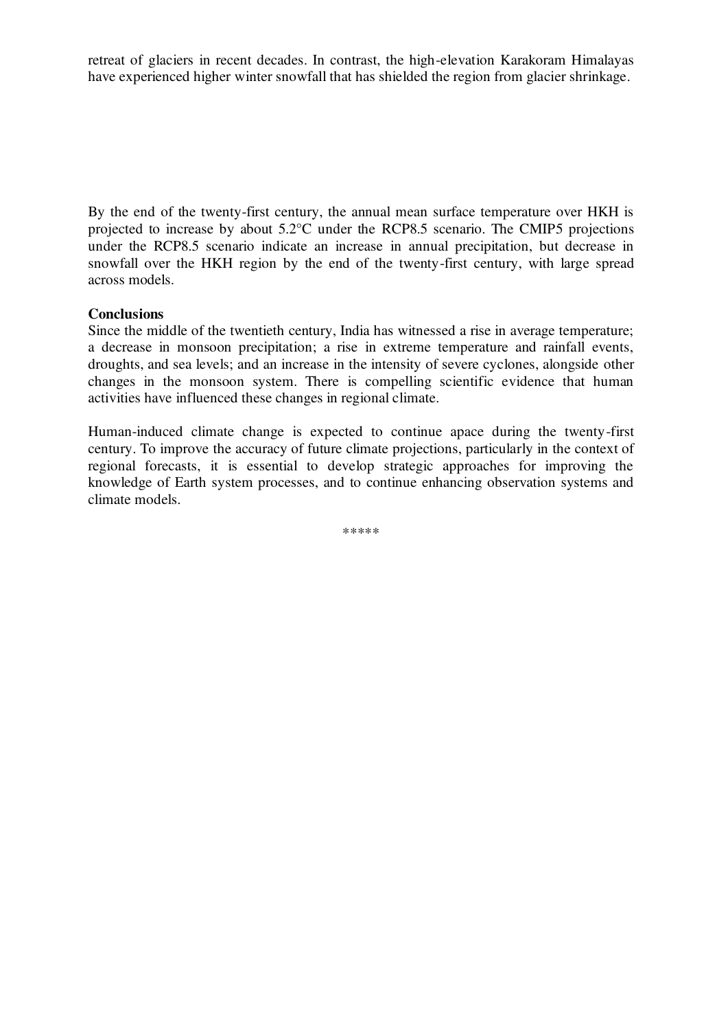retreat of glaciers in recent decades. In contrast, the high-elevation Karakoram Himalayas have experienced higher winter snowfall that has shielded the region from glacier shrinkage.

By the end of the twenty-first century, the annual mean surface temperature over HKH is projected to increase by about 5.2°C under the RCP8.5 scenario. The CMIP5 projections under the RCP8.5 scenario indicate an increase in annual precipitation, but decrease in snowfall over the HKH region by the end of the twenty-first century, with large spread across models.

**Conclusions**

Since the middle of the twentieth century, India has witnessed a rise in average temperature; a decrease in monsoon precipitation; a rise in extreme temperature and rainfall events, droughts, and sea levels; and an increase in the intensity of severe cyclones, alongside other changes in the monsoon system. There is compelling scientific evidence that human activities have influenced these changes in regional climate.

Human-induced climate change is expected to continue apace during the twenty-first century. To improve the accuracy of future climate projections, particularly in the context of regional forecasts, it is essential to develop strategic approaches for improving the knowledge of Earth system processes, and to continue enhancing observation systems and climate models.

*****